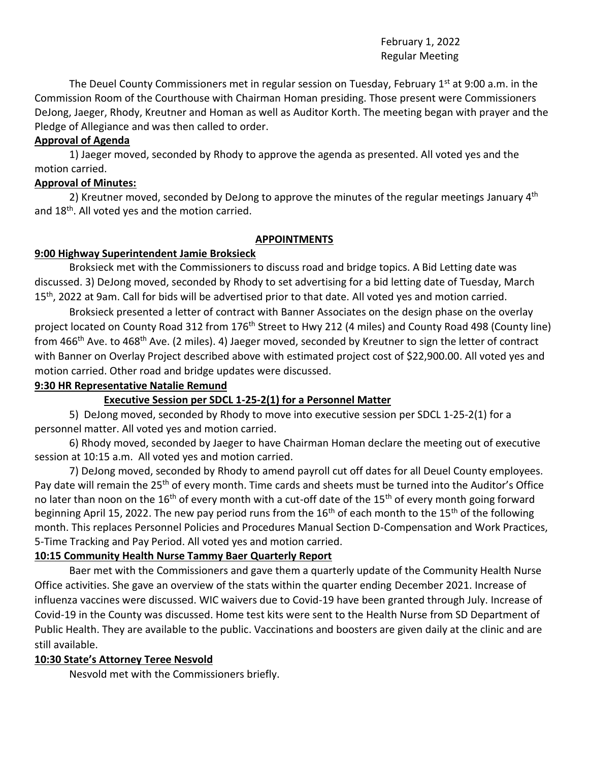February 1, 2022
Regular Meeting

The Deuel County Commissioners met in regular session on Tuesday, February 1st at 9:00 a.m. in the Commission Room of the Courthouse with Chairman Homan presiding. Those present were Commissioners DeJong, Jaeger, Rhody, Kreutner and Homan as well as Auditor Korth. The meeting began with prayer and the Pledge of Allegiance and was then called to order.

**Approval of Agenda**

1) Jaeger moved, seconded by Rhody to approve the agenda as presented. All voted yes and the motion carried.

**Approval of Minutes:**

2) Kreutner moved, seconded by DeJong to approve the minutes of the regular meetings January 4th and 18th. All voted yes and the motion carried.

**APPOINTMENTS**

**9:00 Highway Superintendent Jamie Broksieck**

Broksieck met with the Commissioners to discuss road and bridge topics. A Bid Letting date was discussed. 3) DeJong moved, seconded by Rhody to set advertising for a bid letting date of Tuesday, March 15th, 2022 at 9am. Call for bids will be advertised prior to that date. All voted yes and motion carried.

Broksieck presented a letter of contract with Banner Associates on the design phase on the overlay project located on County Road 312 from 176th Street to Hwy 212 (4 miles) and County Road 498 (County line) from 466th Ave. to 468th Ave. (2 miles). 4) Jaeger moved, seconded by Kreutner to sign the letter of contract with Banner on Overlay Project described above with estimated project cost of $22,900.00. All voted yes and motion carried. Other road and bridge updates were discussed.

**9:30 HR Representative Natalie Remund**

**Executive Session per SDCL 1-25-2(1) for a Personnel Matter**

5) DeJong moved, seconded by Rhody to move into executive session per SDCL 1-25-2(1) for a personnel matter. All voted yes and motion carried.

6) Rhody moved, seconded by Jaeger to have Chairman Homan declare the meeting out of executive session at 10:15 a.m. All voted yes and motion carried.

7) DeJong moved, seconded by Rhody to amend payroll cut off dates for all Deuel County employees. Pay date will remain the 25th of every month. Time cards and sheets must be turned into the Auditor's Office no later than noon on the 16th of every month with a cut-off date of the 15th of every month going forward beginning April 15, 2022. The new pay period runs from the 16th of each month to the 15th of the following month. This replaces Personnel Policies and Procedures Manual Section D-Compensation and Work Practices, 5-Time Tracking and Pay Period. All voted yes and motion carried.

**10:15 Community Health Nurse Tammy Baer Quarterly Report**

Baer met with the Commissioners and gave them a quarterly update of the Community Health Nurse Office activities. She gave an overview of the stats within the quarter ending December 2021. Increase of influenza vaccines were discussed. WIC waivers due to Covid-19 have been granted through July. Increase of Covid-19 in the County was discussed. Home test kits were sent to the Health Nurse from SD Department of Public Health. They are available to the public. Vaccinations and boosters are given daily at the clinic and are still available.

**10:30 State's Attorney Teree Nesvold**

Nesvold met with the Commissioners briefly.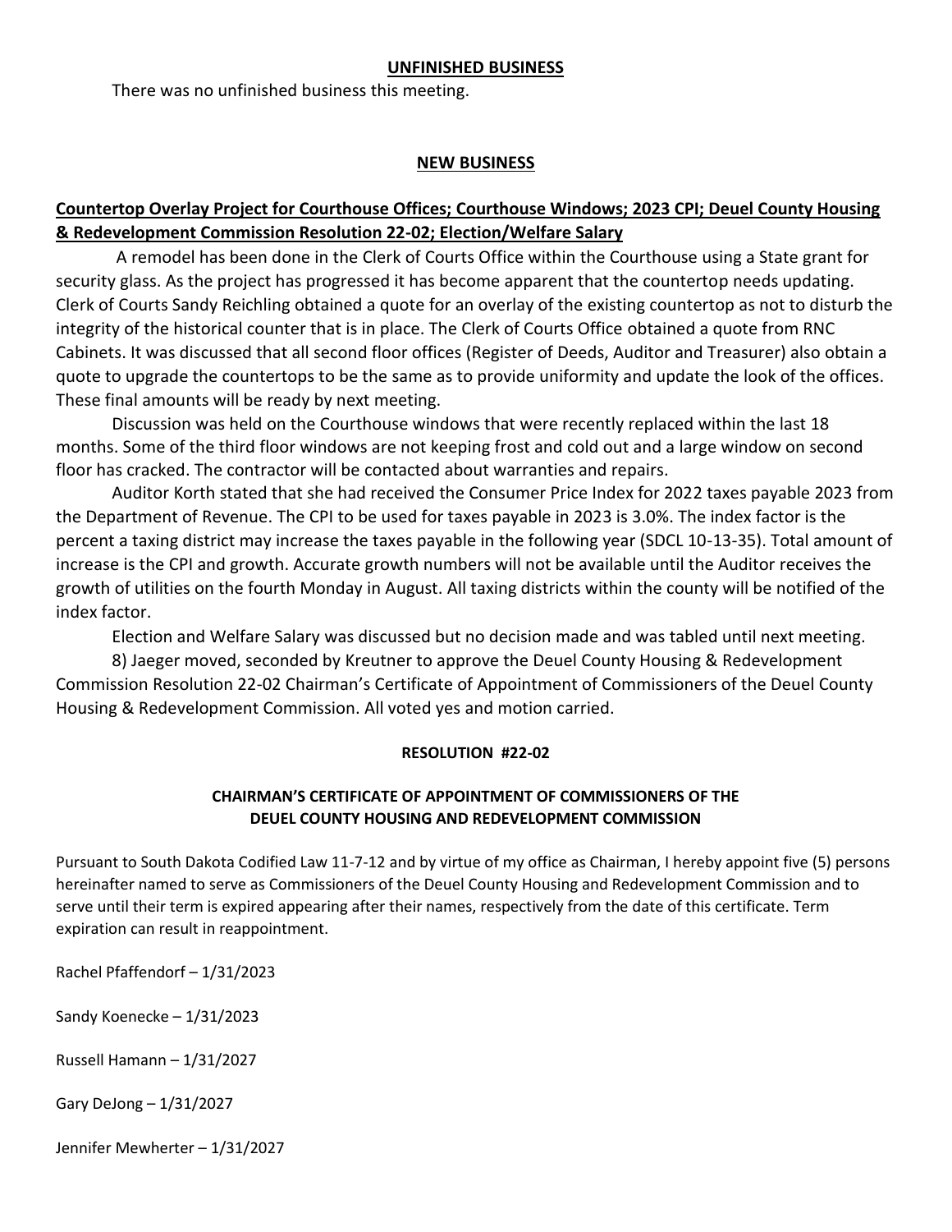## UNFINISHED BUSINESS

There was no unfinished business this meeting.

## NEW BUSINESS

**Countertop Overlay Project for Courthouse Offices; Courthouse Windows; 2023 CPI; Deuel County Housing & Redevelopment Commission Resolution 22-02; Election/Welfare Salary**

A remodel has been done in the Clerk of Courts Office within the Courthouse using a State grant for security glass. As the project has progressed it has become apparent that the countertop needs updating. Clerk of Courts Sandy Reichling obtained a quote for an overlay of the existing countertop as not to disturb the integrity of the historical counter that is in place. The Clerk of Courts Office obtained a quote from RNC Cabinets. It was discussed that all second floor offices (Register of Deeds, Auditor and Treasurer) also obtain a quote to upgrade the countertops to be the same as to provide uniformity and update the look of the offices. These final amounts will be ready by next meeting.

Discussion was held on the Courthouse windows that were recently replaced within the last 18 months. Some of the third floor windows are not keeping frost and cold out and a large window on second floor has cracked. The contractor will be contacted about warranties and repairs.

Auditor Korth stated that she had received the Consumer Price Index for 2022 taxes payable 2023 from the Department of Revenue. The CPI to be used for taxes payable in 2023 is 3.0%. The index factor is the percent a taxing district may increase the taxes payable in the following year (SDCL 10-13-35). Total amount of increase is the CPI and growth. Accurate growth numbers will not be available until the Auditor receives the growth of utilities on the fourth Monday in August. All taxing districts within the county will be notified of the index factor.

Election and Welfare Salary was discussed but no decision made and was tabled until next meeting.

8) Jaeger moved, seconded by Kreutner to approve the Deuel County Housing & Redevelopment Commission Resolution 22-02 Chairman's Certificate of Appointment of Commissioners of the Deuel County Housing & Redevelopment Commission. All voted yes and motion carried.

**RESOLUTION #22-02**

**CHAIRMAN'S CERTIFICATE OF APPOINTMENT OF COMMISSIONERS OF THE DEUEL COUNTY HOUSING AND REDEVELOPMENT COMMISSION**

Pursuant to South Dakota Codified Law 11-7-12 and by virtue of my office as Chairman, I hereby appoint five (5) persons hereinafter named to serve as Commissioners of the Deuel County Housing and Redevelopment Commission and to serve until their term is expired appearing after their names, respectively from the date of this certificate. Term expiration can result in reappointment.

Rachel Pfaffendorf – 1/31/2023

Sandy Koenecke – 1/31/2023

Russell Hamann – 1/31/2027

Gary DeJong – 1/31/2027

Jennifer Mewherter – 1/31/2027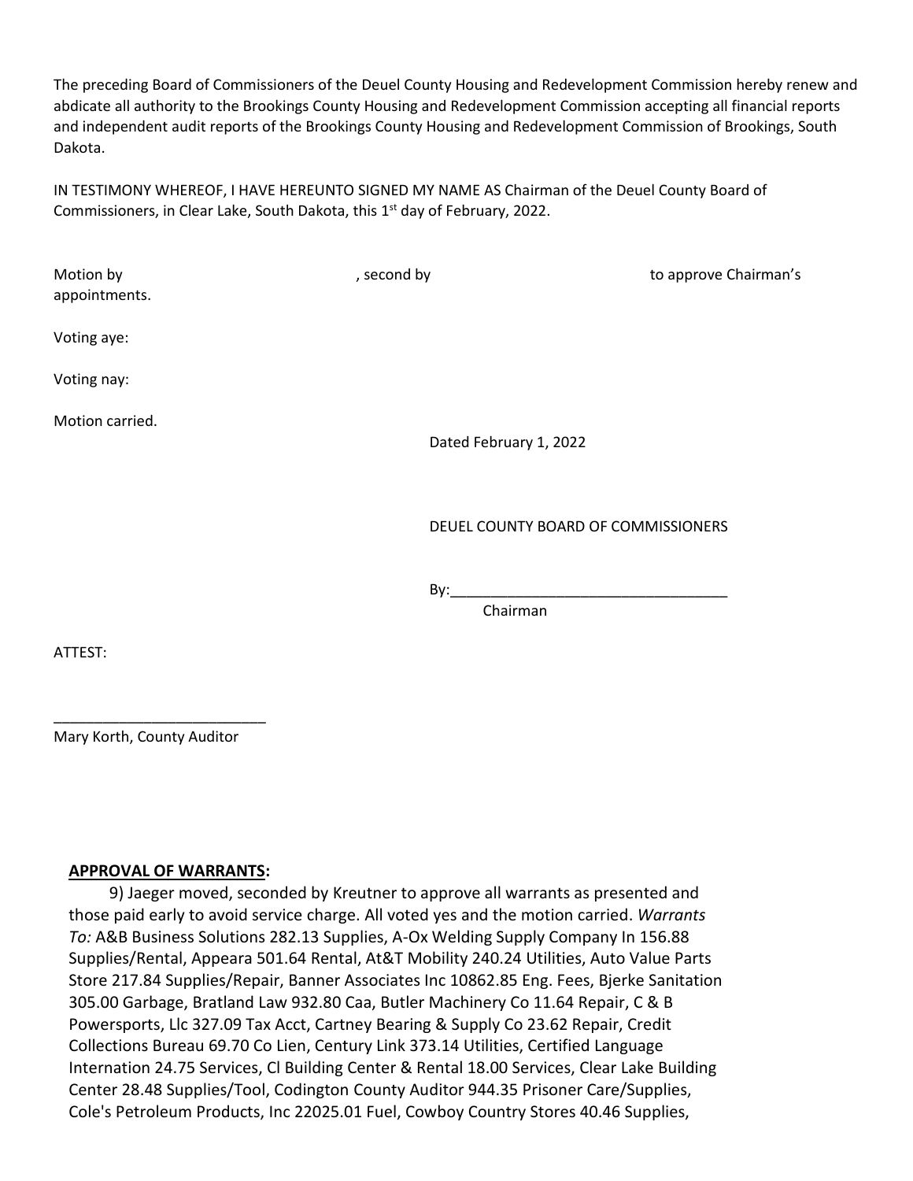The preceding Board of Commissioners of the Deuel County Housing and Redevelopment Commission hereby renew and abdicate all authority to the Brookings County Housing and Redevelopment Commission accepting all financial reports and independent audit reports of the Brookings County Housing and Redevelopment Commission of Brookings, South Dakota.

IN TESTIMONY WHEREOF, I HAVE HEREUNTO SIGNED MY NAME AS Chairman of the Deuel County Board of Commissioners, in Clear Lake, South Dakota, this 1st day of February, 2022.

Motion by , second by to approve Chairman's appointments.

Voting aye:

Voting nay:

Motion carried.

Dated February 1, 2022

DEUEL COUNTY BOARD OF COMMISSIONERS

By:__________________________________
Chairman

ATTEST:

_________________________
Mary Korth, County Auditor

**APPROVAL OF WARRANTS:**

9) Jaeger moved, seconded by Kreutner to approve all warrants as presented and those paid early to avoid service charge. All voted yes and the motion carried. *Warrants To:* A&B Business Solutions 282.13 Supplies, A-Ox Welding Supply Company In 156.88 Supplies/Rental, Appeara 501.64 Rental, At&T Mobility 240.24 Utilities, Auto Value Parts Store 217.84 Supplies/Repair, Banner Associates Inc 10862.85 Eng. Fees, Bjerke Sanitation 305.00 Garbage, Bratland Law 932.80 Caa, Butler Machinery Co 11.64 Repair, C & B Powersports, Llc 327.09 Tax Acct, Cartney Bearing & Supply Co 23.62 Repair, Credit Collections Bureau 69.70 Co Lien, Century Link 373.14 Utilities, Certified Language Internation 24.75 Services, Cl Building Center & Rental 18.00 Services, Clear Lake Building Center 28.48 Supplies/Tool, Codington County Auditor 944.35 Prisoner Care/Supplies, Cole's Petroleum Products, Inc 22025.01 Fuel, Cowboy Country Stores 40.46 Supplies,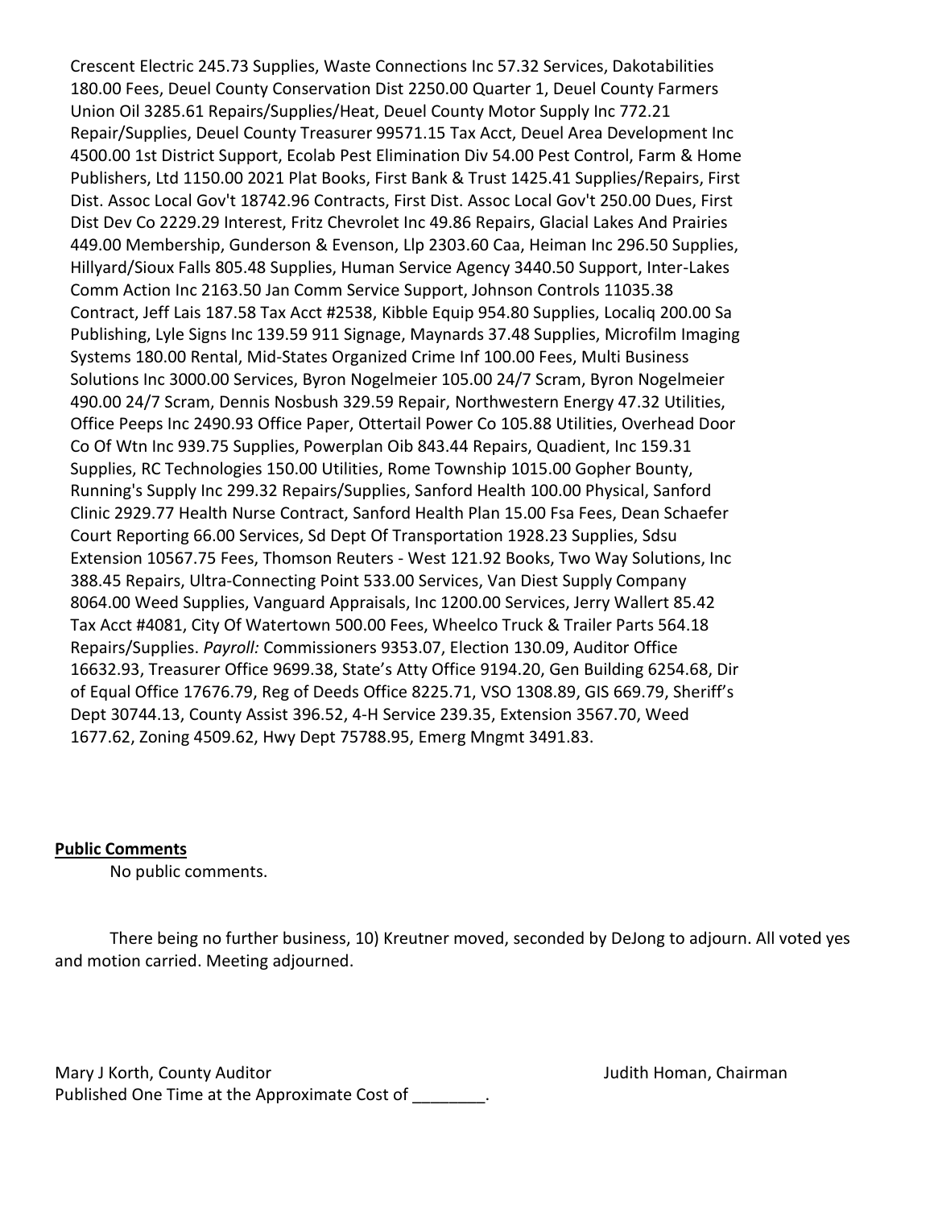Crescent Electric 245.73 Supplies, Waste Connections Inc 57.32 Services, Dakotabilities 180.00 Fees, Deuel County Conservation Dist 2250.00 Quarter 1, Deuel County Farmers Union Oil 3285.61 Repairs/Supplies/Heat, Deuel County Motor Supply Inc 772.21 Repair/Supplies, Deuel County Treasurer 99571.15 Tax Acct, Deuel Area Development Inc 4500.00 1st District Support, Ecolab Pest Elimination Div 54.00 Pest Control, Farm & Home Publishers, Ltd 1150.00 2021 Plat Books, First Bank & Trust 1425.41 Supplies/Repairs, First Dist. Assoc Local Gov't 18742.96 Contracts, First Dist. Assoc Local Gov't 250.00 Dues, First Dist Dev Co 2229.29 Interest, Fritz Chevrolet Inc 49.86 Repairs, Glacial Lakes And Prairies 449.00 Membership, Gunderson & Evenson, Llp 2303.60 Caa, Heiman Inc 296.50 Supplies, Hillyard/Sioux Falls 805.48 Supplies, Human Service Agency 3440.50 Support, Inter-Lakes Comm Action Inc 2163.50 Jan Comm Service Support, Johnson Controls 11035.38 Contract, Jeff Lais 187.58 Tax Acct #2538, Kibble Equip 954.80 Supplies, Localiq 200.00 Sa Publishing, Lyle Signs Inc 139.59 911 Signage, Maynards 37.48 Supplies, Microfilm Imaging Systems 180.00 Rental, Mid-States Organized Crime Inf 100.00 Fees, Multi Business Solutions Inc 3000.00 Services, Byron Nogelmeier 105.00 24/7 Scram, Byron Nogelmeier 490.00 24/7 Scram, Dennis Nosbush 329.59 Repair, Northwestern Energy 47.32 Utilities, Office Peeps Inc 2490.93 Office Paper, Ottertail Power Co 105.88 Utilities, Overhead Door Co Of Wtn Inc 939.75 Supplies, Powerplan Oib 843.44 Repairs, Quadient, Inc 159.31 Supplies, RC Technologies 150.00 Utilities, Rome Township 1015.00 Gopher Bounty, Running's Supply Inc 299.32 Repairs/Supplies, Sanford Health 100.00 Physical, Sanford Clinic 2929.77 Health Nurse Contract, Sanford Health Plan 15.00 Fsa Fees, Dean Schaefer Court Reporting 66.00 Services, Sd Dept Of Transportation 1928.23 Supplies, Sdsu Extension 10567.75 Fees, Thomson Reuters - West 121.92 Books, Two Way Solutions, Inc 388.45 Repairs, Ultra-Connecting Point 533.00 Services, Van Diest Supply Company 8064.00 Weed Supplies, Vanguard Appraisals, Inc 1200.00 Services, Jerry Wallert 85.42 Tax Acct #4081, City Of Watertown 500.00 Fees, Wheelco Truck & Trailer Parts 564.18 Repairs/Supplies. *Payroll:* Commissioners 9353.07, Election 130.09, Auditor Office 16632.93, Treasurer Office 9699.38, State's Atty Office 9194.20, Gen Building 6254.68, Dir of Equal Office 17676.79, Reg of Deeds Office 8225.71, VSO 1308.89, GIS 669.79, Sheriff's Dept 30744.13, County Assist 396.52, 4-H Service 239.35, Extension 3567.70, Weed 1677.62, Zoning 4509.62, Hwy Dept 75788.95, Emerg Mngmt 3491.83.

**Public Comments**

No public comments.

There being no further business, 10) Kreutner moved, seconded by DeJong to adjourn. All voted yes and motion carried. Meeting adjourned.

Mary J Korth, County Auditor — Judith Homan, Chairman

Published One Time at the Approximate Cost of ________.